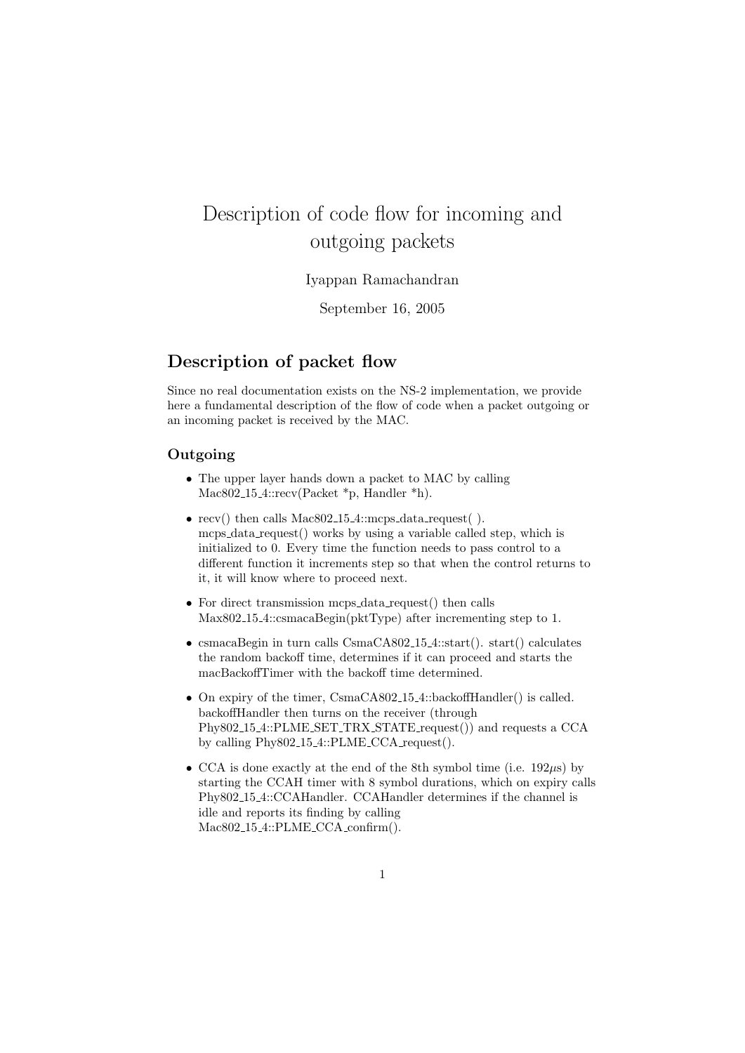# Description of code flow for incoming and outgoing packets

Iyappan Ramachandran

September 16, 2005

## Description of packet flow

Since no real documentation exists on the NS-2 implementation, we provide here a fundamental description of the flow of code when a packet outgoing or an incoming packet is received by the MAC.

### Outgoing

- The upper layer hands down a packet to MAC by calling Mac802_15_4::recv(Packet *p, Handler *h).
- recv() then calls Mac802_15_4::mcps_data_request( ). mcps_data_request() works by using a variable called step, which is initialized to 0. Every time the function needs to pass control to a different function it increments step so that when the control returns to it, it will know where to proceed next.
- For direct transmission mcps_data_request() then calls Max802_15_4::csmacaBegin(pktType) after incrementing step to 1.
- csmacaBegin in turn calls CsmaCA802_15_4::start(). start() calculates the random backoff time, determines if it can proceed and starts the macBackoffTimer with the backoff time determined.
- On expiry of the timer, CsmaCA802_15_4::backoffHandler() is called. backoffHandler then turns on the receiver (through Phy802_15_4::PLME_SET_TRX_STATE_request()) and requests a CCA by calling Phy802_15_4::PLME_CCA_request().
- CCA is done exactly at the end of the 8th symbol time (i.e. 192$\mu$s) by starting the CCAH timer with 8 symbol durations, which on expiry calls Phy802_15_4::CCAHandler. CCAHandler determines if the channel is idle and reports its finding by calling Mac802_15_4::PLME_CCA_confirm().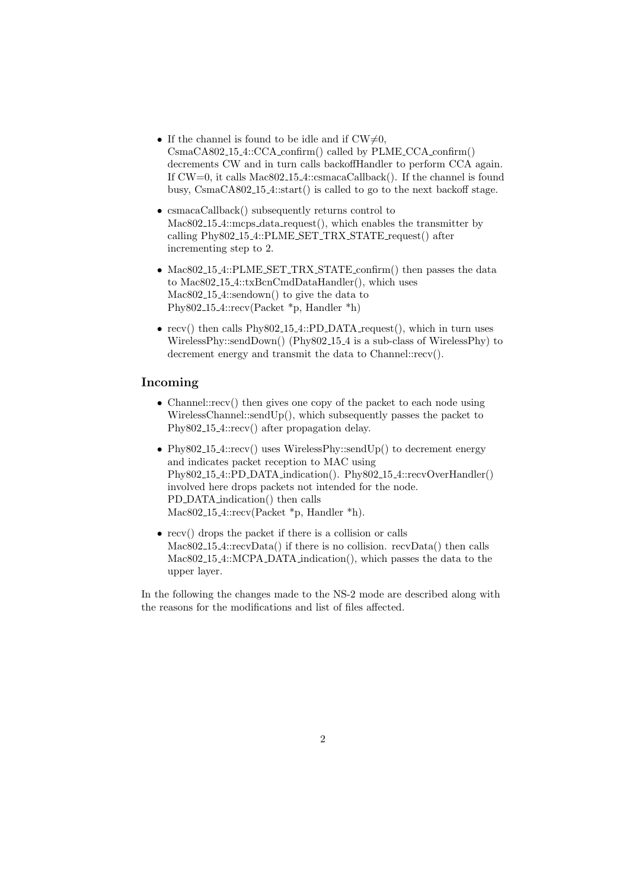- If the channel is found to be idle and if CW≠0, CsmaCA802_15_4::CCA_confirm() called by PLME_CCA_confirm() decrements CW and in turn calls backoffHandler to perform CCA again. If CW=0, it calls Mac802_15_4::csmacaCallback(). If the channel is found busy, CsmaCA802_15_4::start() is called to go to the next backoff stage.
- csmacaCallback() subsequently returns control to Mac802_15_4::mcps_data_request(), which enables the transmitter by calling Phy802_15_4::PLME_SET_TRX_STATE_request() after incrementing step to 2.
- Mac802_15_4::PLME_SET_TRX_STATE_confirm() then passes the data to Mac802_15_4::txBcnCmdDataHandler(), which uses Mac802_15_4::sendown() to give the data to Phy802_15_4::recv(Packet *p, Handler *h)
- recv() then calls Phy802_15_4::PD_DATA_request(), which in turn uses WirelessPhy::sendDown() (Phy802_15_4 is a sub-class of WirelessPhy) to decrement energy and transmit the data to Channel::recv().

## Incoming

- Channel::recv() then gives one copy of the packet to each node using WirelessChannel::sendUp(), which subsequently passes the packet to Phy802_15_4::recv() after propagation delay.
- Phy802_15_4::recv() uses WirelessPhy::sendUp() to decrement energy and indicates packet reception to MAC using Phy802_15_4::PD_DATA_indication(). Phy802_15_4::recvOverHandler() involved here drops packets not intended for the node. PD_DATA_indication() then calls Mac802_15_4::recv(Packet *p, Handler *h).
- recv() drops the packet if there is a collision or calls Mac802_15_4::recvData() if there is no collision. recvData() then calls Mac802_15_4::MCPA_DATA_indication(), which passes the data to the upper layer.

In the following the changes made to the NS-2 mode are described along with the reasons for the modifications and list of files affected.